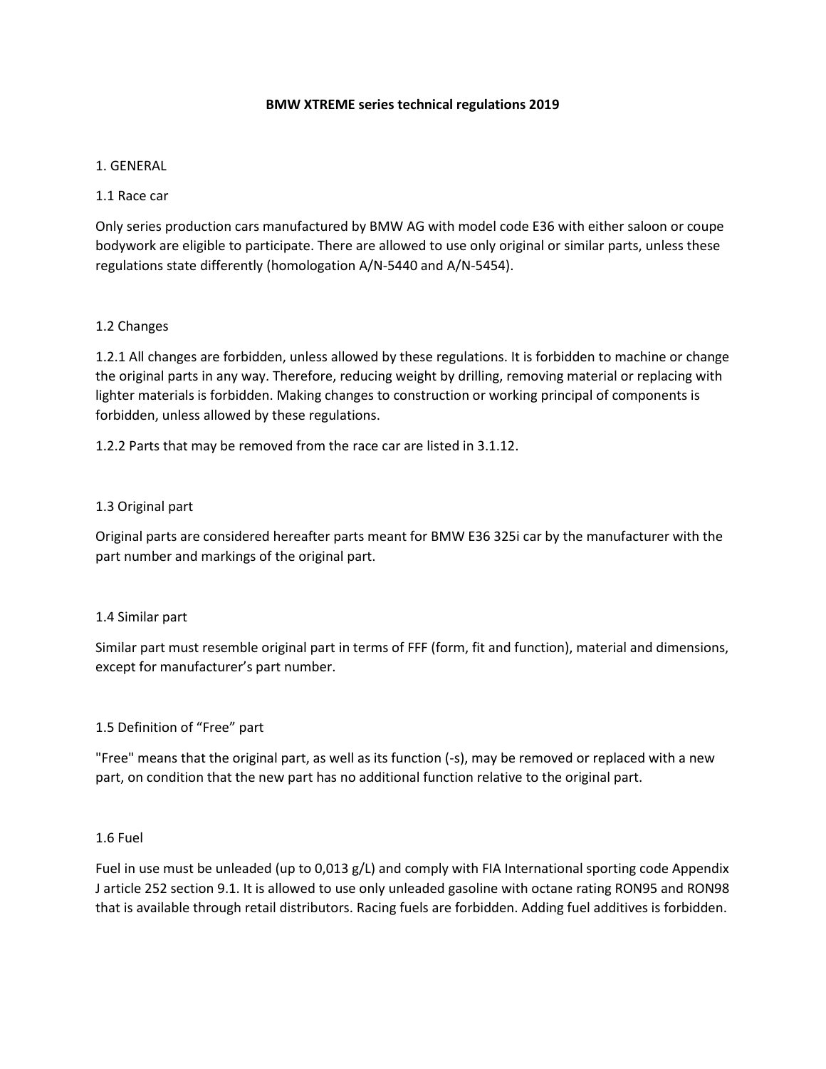# BMW XTREME series technical regulations 2019

## 1. GENERAL

### 1.1 Race car

Only series production cars manufactured by BMW AG with model code E36 with either saloon or coupe bodywork are eligible to participate. There are allowed to use only original or similar parts, unless these regulations state differently (homologation A/N-5440 and A/N-5454).

### 1.2 Changes

1.2.1 All changes are forbidden, unless allowed by these regulations. It is forbidden to machine or change the original parts in any way. Therefore, reducing weight by drilling, removing material or replacing with lighter materials is forbidden. Making changes to construction or working principal of components is forbidden, unless allowed by these regulations.

1.2.2 Parts that may be removed from the race car are listed in 3.1.12.

### 1.3 Original part

Original parts are considered hereafter parts meant for BMW E36 325i car by the manufacturer with the part number and markings of the original part.

### 1.4 Similar part

Similar part must resemble original part in terms of FFF (form, fit and function), material and dimensions, except for manufacturer's part number.

### 1.5 Definition of "Free" part

"Free" means that the original part, as well as its function (-s), may be removed or replaced with a new part, on condition that the new part has no additional function relative to the original part.

### 1.6 Fuel

Fuel in use must be unleaded (up to 0,013 g/L) and comply with FIA International sporting code Appendix J article 252 section 9.1. It is allowed to use only unleaded gasoline with octane rating RON95 and RON98 that is available through retail distributors. Racing fuels are forbidden. Adding fuel additives is forbidden.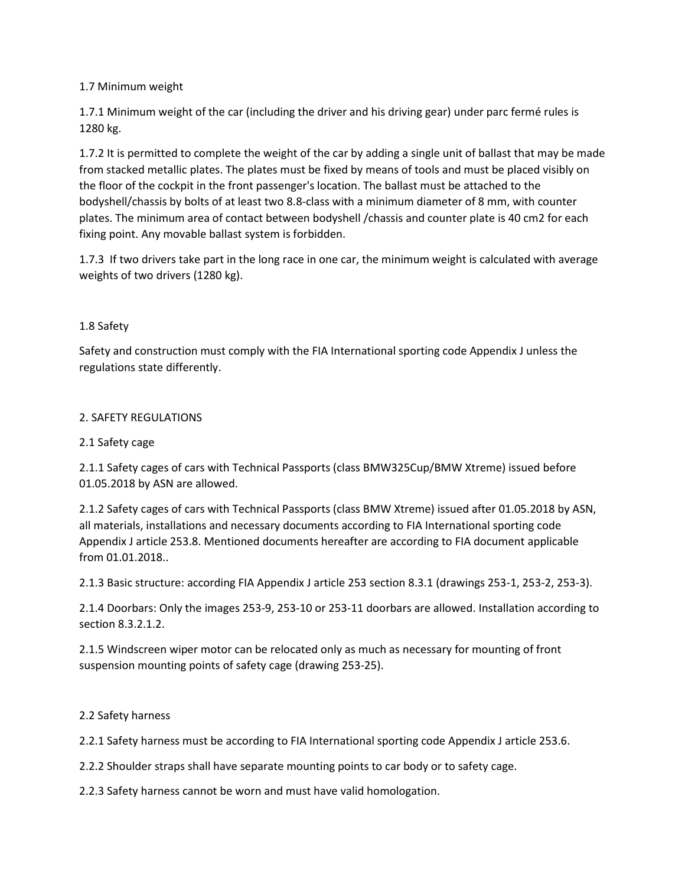## 1.7 Minimum weight

1.7.1 Minimum weight of the car (including the driver and his driving gear) under parc fermé rules is 1280 kg.

1.7.2 It is permitted to complete the weight of the car by adding a single unit of ballast that may be made from stacked metallic plates. The plates must be fixed by means of tools and must be placed visibly on the floor of the cockpit in the front passenger's location. The ballast must be attached to the bodyshell/chassis by bolts of at least two 8.8-class with a minimum diameter of 8 mm, with counter plates. The minimum area of contact between bodyshell /chassis and counter plate is 40 cm2 for each fixing point. Any movable ballast system is forbidden.

1.7.3 If two drivers take part in the long race in one car, the minimum weight is calculated with average weights of two drivers (1280 kg).

## 1.8 Safety

Safety and construction must comply with the FIA International sporting code Appendix J unless the regulations state differently.

# 2. SAFETY REGULATIONS

## 2.1 Safety cage

2.1.1 Safety cages of cars with Technical Passports (class BMW325Cup/BMW Xtreme) issued before 01.05.2018 by ASN are allowed.

2.1.2 Safety cages of cars with Technical Passports (class BMW Xtreme) issued after 01.05.2018 by ASN, all materials, installations and necessary documents according to FIA International sporting code Appendix J article 253.8. Mentioned documents hereafter are according to FIA document applicable from 01.01.2018..

2.1.3 Basic structure: according FIA Appendix J article 253 section 8.3.1 (drawings 253-1, 253-2, 253-3).

2.1.4 Doorbars: Only the images 253-9, 253-10 or 253-11 doorbars are allowed. Installation according to section 8.3.2.1.2.

2.1.5 Windscreen wiper motor can be relocated only as much as necessary for mounting of front suspension mounting points of safety cage (drawing 253-25).

## 2.2 Safety harness

2.2.1 Safety harness must be according to FIA International sporting code Appendix J article 253.6.

2.2.2 Shoulder straps shall have separate mounting points to car body or to safety cage.

2.2.3 Safety harness cannot be worn and must have valid homologation.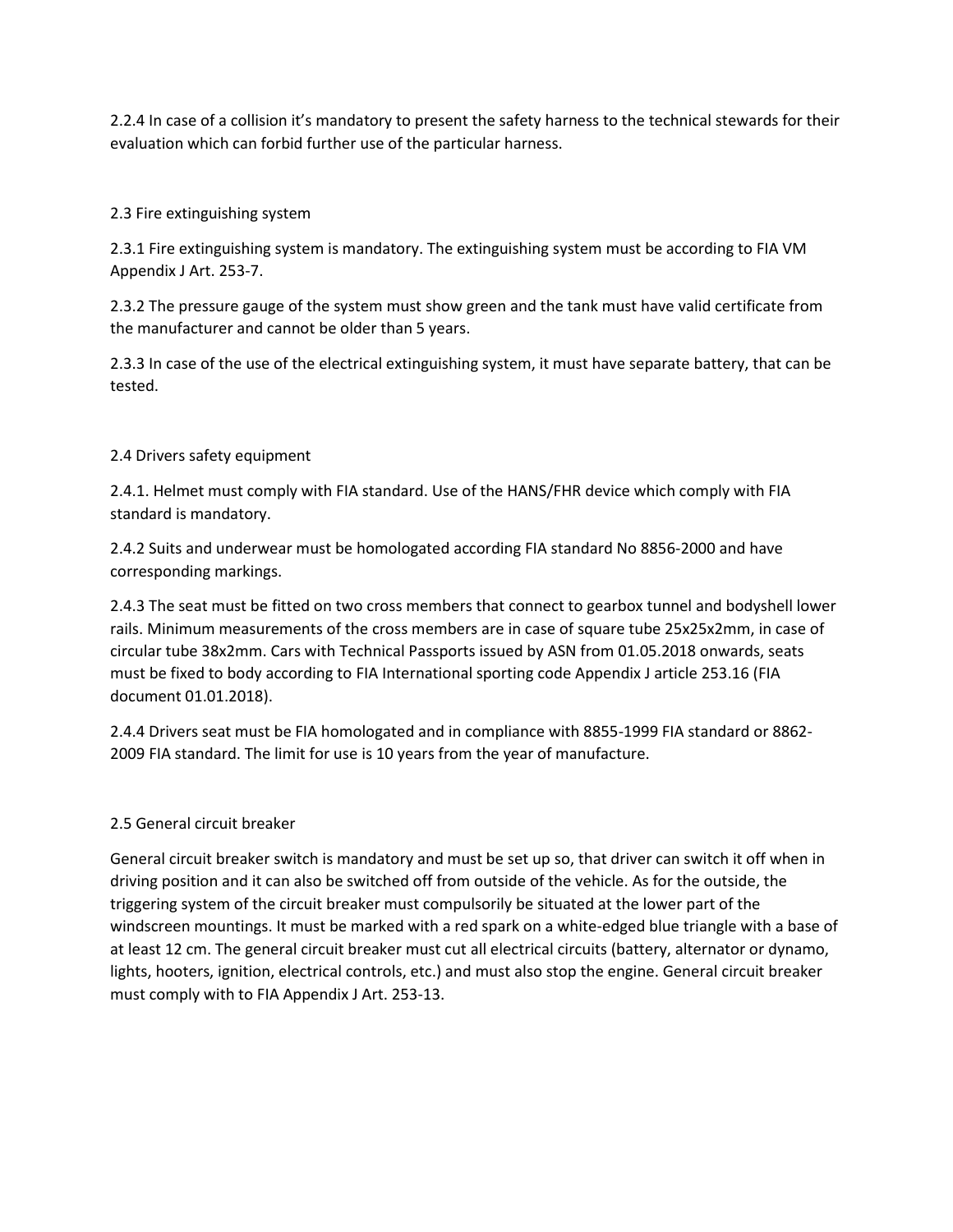2.2.4 In case of a collision it's mandatory to present the safety harness to the technical stewards for their evaluation which can forbid further use of the particular harness.

## 2.3 Fire extinguishing system

2.3.1 Fire extinguishing system is mandatory. The extinguishing system must be according to FIA VM Appendix J Art. 253-7.

2.3.2 The pressure gauge of the system must show green and the tank must have valid certificate from the manufacturer and cannot be older than 5 years.

2.3.3 In case of the use of the electrical extinguishing system, it must have separate battery, that can be tested.

## 2.4 Drivers safety equipment

2.4.1. Helmet must comply with FIA standard. Use of the HANS/FHR device which comply with FIA standard is mandatory.

2.4.2 Suits and underwear must be homologated according FIA standard No 8856-2000 and have corresponding markings.

2.4.3 The seat must be fitted on two cross members that connect to gearbox tunnel and bodyshell lower rails. Minimum measurements of the cross members are in case of square tube 25x25x2mm, in case of circular tube 38x2mm. Cars with Technical Passports issued by ASN from 01.05.2018 onwards, seats must be fixed to body according to FIA International sporting code Appendix J article 253.16 (FIA document 01.01.2018).

2.4.4 Drivers seat must be FIA homologated and in compliance with 8855-1999 FIA standard or 8862-2009 FIA standard. The limit for use is 10 years from the year of manufacture.

## 2.5 General circuit breaker

General circuit breaker switch is mandatory and must be set up so, that driver can switch it off when in driving position and it can also be switched off from outside of the vehicle. As for the outside, the triggering system of the circuit breaker must compulsorily be situated at the lower part of the windscreen mountings. It must be marked with a red spark on a white-edged blue triangle with a base of at least 12 cm. The general circuit breaker must cut all electrical circuits (battery, alternator or dynamo, lights, hooters, ignition, electrical controls, etc.) and must also stop the engine. General circuit breaker must comply with to FIA Appendix J Art. 253-13.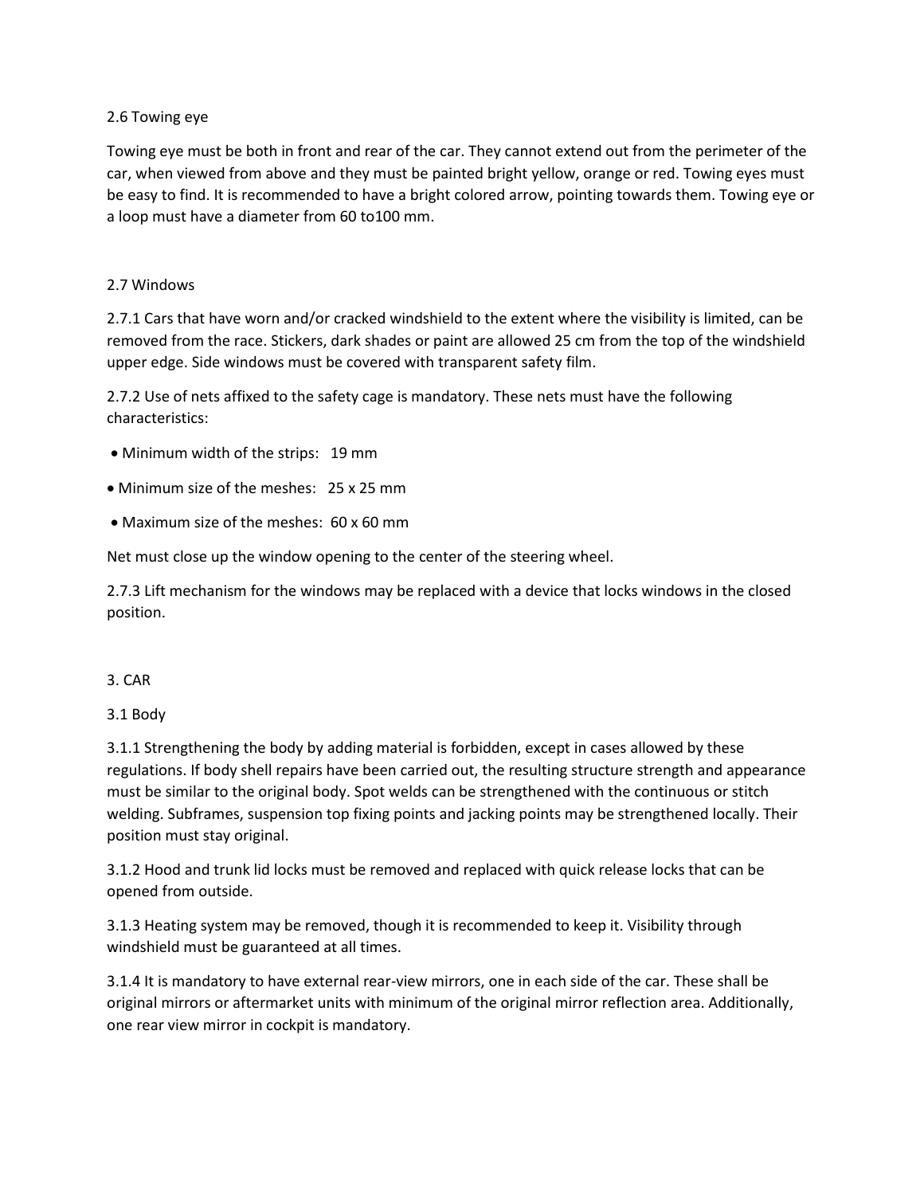## 2.6 Towing eye

Towing eye must be both in front and rear of the car. They cannot extend out from the perimeter of the car, when viewed from above and they must be painted bright yellow, orange or red. Towing eyes must be easy to find. It is recommended to have a bright colored arrow, pointing towards them. Towing eye or a loop must have a diameter from 60 to100 mm.

## 2.7 Windows

2.7.1 Cars that have worn and/or cracked windshield to the extent where the visibility is limited, can be removed from the race. Stickers, dark shades or paint are allowed 25 cm from the top of the windshield upper edge. Side windows must be covered with transparent safety film.

2.7.2 Use of nets affixed to the safety cage is mandatory. These nets must have the following characteristics:

- Minimum width of the strips: 19 mm
- Minimum size of the meshes: 25 x 25 mm
- Maximum size of the meshes: 60 x 60 mm

Net must close up the window opening to the center of the steering wheel.

2.7.3 Lift mechanism for the windows may be replaced with a device that locks windows in the closed position.

# 3. CAR

## 3.1 Body

3.1.1 Strengthening the body by adding material is forbidden, except in cases allowed by these regulations. If body shell repairs have been carried out, the resulting structure strength and appearance must be similar to the original body. Spot welds can be strengthened with the continuous or stitch welding. Subframes, suspension top fixing points and jacking points may be strengthened locally. Their position must stay original.

3.1.2 Hood and trunk lid locks must be removed and replaced with quick release locks that can be opened from outside.

3.1.3 Heating system may be removed, though it is recommended to keep it. Visibility through windshield must be guaranteed at all times.

3.1.4 It is mandatory to have external rear-view mirrors, one in each side of the car. These shall be original mirrors or aftermarket units with minimum of the original mirror reflection area. Additionally, one rear view mirror in cockpit is mandatory.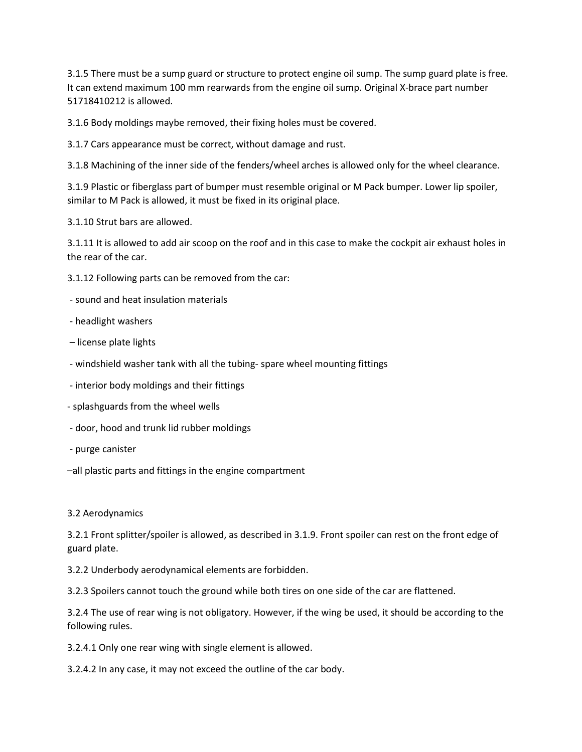3.1.5 There must be a sump guard or structure to protect engine oil sump. The sump guard plate is free. It can extend maximum 100 mm rearwards from the engine oil sump. Original X-brace part number 51718410212 is allowed.

3.1.6 Body moldings maybe removed, their fixing holes must be covered.

3.1.7 Cars appearance must be correct, without damage and rust.

3.1.8 Machining of the inner side of the fenders/wheel arches is allowed only for the wheel clearance.

3.1.9 Plastic or fiberglass part of bumper must resemble original or M Pack bumper. Lower lip spoiler, similar to M Pack is allowed, it must be fixed in its original place.

3.1.10 Strut bars are allowed.

3.1.11 It is allowed to add air scoop on the roof and in this case to make the cockpit air exhaust holes in the rear of the car.

3.1.12 Following parts can be removed from the car:

- sound and heat insulation materials
- headlight washers
- license plate lights
- windshield washer tank with all the tubing- spare wheel mounting fittings
- interior body moldings and their fittings
- splashguards from the wheel wells
- door, hood and trunk lid rubber moldings
- purge canister
- all plastic parts and fittings in the engine compartment

## 3.2 Aerodynamics

3.2.1 Front splitter/spoiler is allowed, as described in 3.1.9. Front spoiler can rest on the front edge of guard plate.

3.2.2 Underbody aerodynamical elements are forbidden.

3.2.3 Spoilers cannot touch the ground while both tires on one side of the car are flattened.

3.2.4 The use of rear wing is not obligatory. However, if the wing be used, it should be according to the following rules.

3.2.4.1 Only one rear wing with single element is allowed.

3.2.4.2 In any case, it may not exceed the outline of the car body.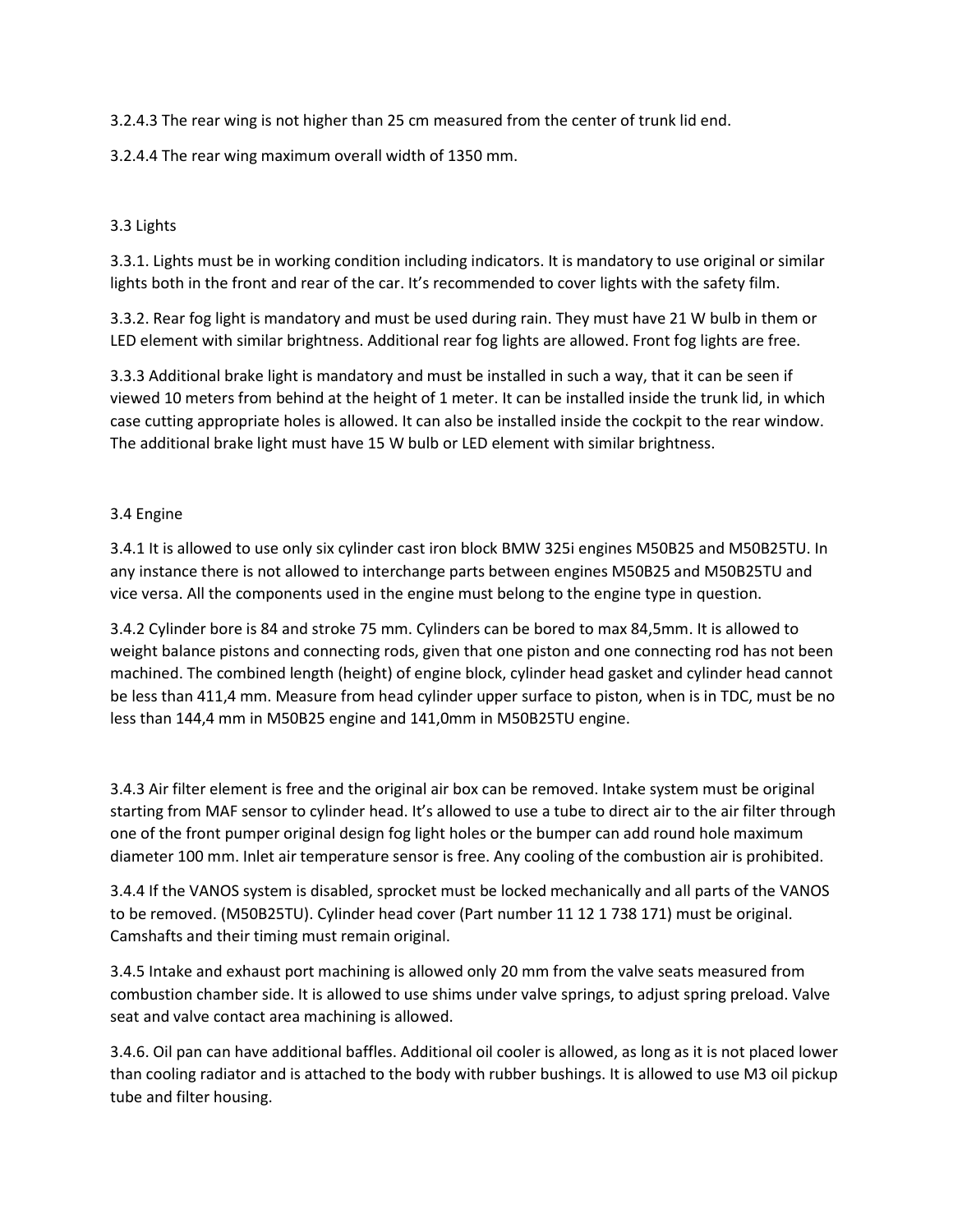3.2.4.3 The rear wing is not higher than 25 cm measured from the center of trunk lid end.

3.2.4.4 The rear wing maximum overall width of 1350 mm.

## 3.3 Lights

3.3.1. Lights must be in working condition including indicators. It is mandatory to use original or similar lights both in the front and rear of the car. It's recommended to cover lights with the safety film.

3.3.2. Rear fog light is mandatory and must be used during rain. They must have 21 W bulb in them or LED element with similar brightness. Additional rear fog lights are allowed. Front fog lights are free.

3.3.3 Additional brake light is mandatory and must be installed in such a way, that it can be seen if viewed 10 meters from behind at the height of 1 meter. It can be installed inside the trunk lid, in which case cutting appropriate holes is allowed. It can also be installed inside the cockpit to the rear window. The additional brake light must have 15 W bulb or LED element with similar brightness.

## 3.4 Engine

3.4.1 It is allowed to use only six cylinder cast iron block BMW 325i engines M50B25 and M50B25TU. In any instance there is not allowed to interchange parts between engines M50B25 and M50B25TU and vice versa. All the components used in the engine must belong to the engine type in question.

3.4.2 Cylinder bore is 84 and stroke 75 mm. Cylinders can be bored to max 84,5mm. It is allowed to weight balance pistons and connecting rods, given that one piston and one connecting rod has not been machined. The combined length (height) of engine block, cylinder head gasket and cylinder head cannot be less than 411,4 mm. Measure from head cylinder upper surface to piston, when is in TDC, must be no less than 144,4 mm in M50B25 engine and 141,0mm in M50B25TU engine.

3.4.3 Air filter element is free and the original air box can be removed. Intake system must be original starting from MAF sensor to cylinder head. It's allowed to use a tube to direct air to the air filter through one of the front pumper original design fog light holes or the bumper can add round hole maximum diameter 100 mm. Inlet air temperature sensor is free. Any cooling of the combustion air is prohibited.

3.4.4 If the VANOS system is disabled, sprocket must be locked mechanically and all parts of the VANOS to be removed. (M50B25TU). Cylinder head cover (Part number 11 12 1 738 171) must be original. Camshafts and their timing must remain original.

3.4.5 Intake and exhaust port machining is allowed only 20 mm from the valve seats measured from combustion chamber side. It is allowed to use shims under valve springs, to adjust spring preload. Valve seat and valve contact area machining is allowed.

3.4.6. Oil pan can have additional baffles. Additional oil cooler is allowed, as long as it is not placed lower than cooling radiator and is attached to the body with rubber bushings. It is allowed to use M3 oil pickup tube and filter housing.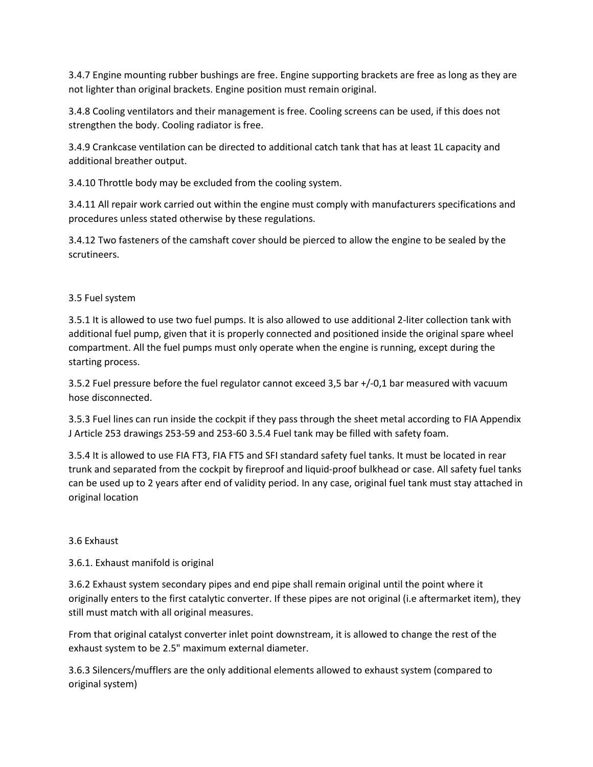3.4.7 Engine mounting rubber bushings are free. Engine supporting brackets are free as long as they are not lighter than original brackets. Engine position must remain original.

3.4.8 Cooling ventilators and their management is free. Cooling screens can be used, if this does not strengthen the body. Cooling radiator is free.

3.4.9 Crankcase ventilation can be directed to additional catch tank that has at least 1L capacity and additional breather output.

3.4.10 Throttle body may be excluded from the cooling system.

3.4.11 All repair work carried out within the engine must comply with manufacturers specifications and procedures unless stated otherwise by these regulations.

3.4.12 Two fasteners of the camshaft cover should be pierced to allow the engine to be sealed by the scrutineers.

### 3.5 Fuel system

3.5.1 It is allowed to use two fuel pumps. It is also allowed to use additional 2-liter collection tank with additional fuel pump, given that it is properly connected and positioned inside the original spare wheel compartment. All the fuel pumps must only operate when the engine is running, except during the starting process.

3.5.2 Fuel pressure before the fuel regulator cannot exceed 3,5 bar +/-0,1 bar measured with vacuum hose disconnected.

3.5.3 Fuel lines can run inside the cockpit if they pass through the sheet metal according to FIA Appendix J Article 253 drawings 253-59 and 253-60 3.5.4 Fuel tank may be filled with safety foam.

3.5.4 It is allowed to use FIA FT3, FIA FT5 and SFI standard safety fuel tanks. It must be located in rear trunk and separated from the cockpit by fireproof and liquid-proof bulkhead or case. All safety fuel tanks can be used up to 2 years after end of validity period. In any case, original fuel tank must stay attached in original location

### 3.6 Exhaust

3.6.1. Exhaust manifold is original

3.6.2 Exhaust system secondary pipes and end pipe shall remain original until the point where it originally enters to the first catalytic converter. If these pipes are not original (i.e aftermarket item), they still must match with all original measures.

From that original catalyst converter inlet point downstream, it is allowed to change the rest of the exhaust system to be 2.5" maximum external diameter.

3.6.3 Silencers/mufflers are the only additional elements allowed to exhaust system (compared to original system)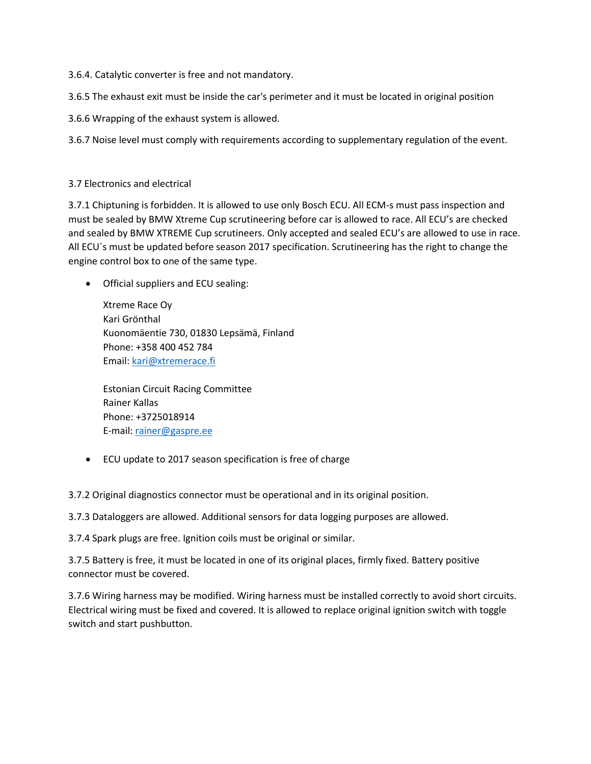3.6.4. Catalytic converter is free and not mandatory.

3.6.5 The exhaust exit must be inside the car's perimeter and it must be located in original position

3.6.6 Wrapping of the exhaust system is allowed.

3.6.7 Noise level must comply with requirements according to supplementary regulation of the event.

## 3.7 Electronics and electrical

3.7.1 Chiptuning is forbidden. It is allowed to use only Bosch ECU. All ECM-s must pass inspection and must be sealed by BMW Xtreme Cup scrutineering before car is allowed to race. All ECU's are checked and sealed by BMW XTREME Cup scrutineers. Only accepted and sealed ECU's are allowed to use in race. All ECU´s must be updated before season 2017 specification. Scrutineering has the right to change the engine control box to one of the same type.

- Official suppliers and ECU sealing:

  Xtreme Race Oy
  Kari Grönthal
  Kuonomäentie 730, 01830 Lepsämä, Finland
  Phone: +358 400 452 784
  Email: kari@xtremerace.fi

  Estonian Circuit Racing Committee
  Rainer Kallas
  Phone: +3725018914
  E-mail: rainer@gaspre.ee

- ECU update to 2017 season specification is free of charge

3.7.2 Original diagnostics connector must be operational and in its original position.

3.7.3 Dataloggers are allowed. Additional sensors for data logging purposes are allowed.

3.7.4 Spark plugs are free. Ignition coils must be original or similar.

3.7.5 Battery is free, it must be located in one of its original places, firmly fixed. Battery positive connector must be covered.

3.7.6 Wiring harness may be modified. Wiring harness must be installed correctly to avoid short circuits. Electrical wiring must be fixed and covered. It is allowed to replace original ignition switch with toggle switch and start pushbutton.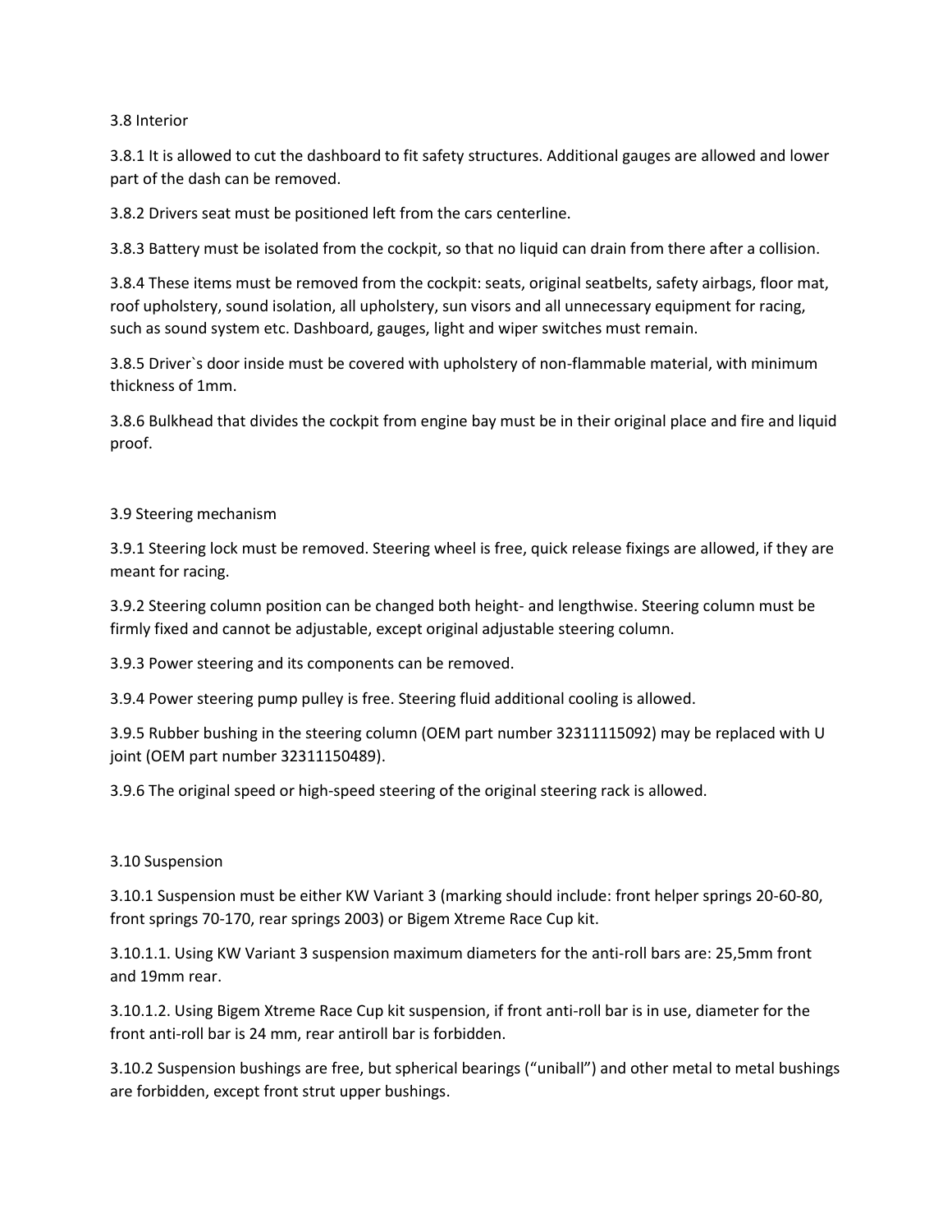### 3.8 Interior

3.8.1 It is allowed to cut the dashboard to fit safety structures. Additional gauges are allowed and lower part of the dash can be removed.

3.8.2 Drivers seat must be positioned left from the cars centerline.

3.8.3 Battery must be isolated from the cockpit, so that no liquid can drain from there after a collision.

3.8.4 These items must be removed from the cockpit: seats, original seatbelts, safety airbags, floor mat, roof upholstery, sound isolation, all upholstery, sun visors and all unnecessary equipment for racing, such as sound system etc. Dashboard, gauges, light and wiper switches must remain.

3.8.5 Driver`s door inside must be covered with upholstery of non-flammable material, with minimum thickness of 1mm.

3.8.6 Bulkhead that divides the cockpit from engine bay must be in their original place and fire and liquid proof.

### 3.9 Steering mechanism

3.9.1 Steering lock must be removed. Steering wheel is free, quick release fixings are allowed, if they are meant for racing.

3.9.2 Steering column position can be changed both height- and lengthwise. Steering column must be firmly fixed and cannot be adjustable, except original adjustable steering column.

3.9.3 Power steering and its components can be removed.

3.9.4 Power steering pump pulley is free. Steering fluid additional cooling is allowed.

3.9.5 Rubber bushing in the steering column (OEM part number 32311115092) may be replaced with U joint (OEM part number 32311150489).

3.9.6 The original speed or high-speed steering of the original steering rack is allowed.

### 3.10 Suspension

3.10.1 Suspension must be either KW Variant 3 (marking should include: front helper springs 20-60-80, front springs 70-170, rear springs 2003) or Bigem Xtreme Race Cup kit.

3.10.1.1. Using KW Variant 3 suspension maximum diameters for the anti-roll bars are: 25,5mm front and 19mm rear.

3.10.1.2. Using Bigem Xtreme Race Cup kit suspension, if front anti-roll bar is in use, diameter for the front anti-roll bar is 24 mm, rear antiroll bar is forbidden.

3.10.2 Suspension bushings are free, but spherical bearings ("uniball") and other metal to metal bushings are forbidden, except front strut upper bushings.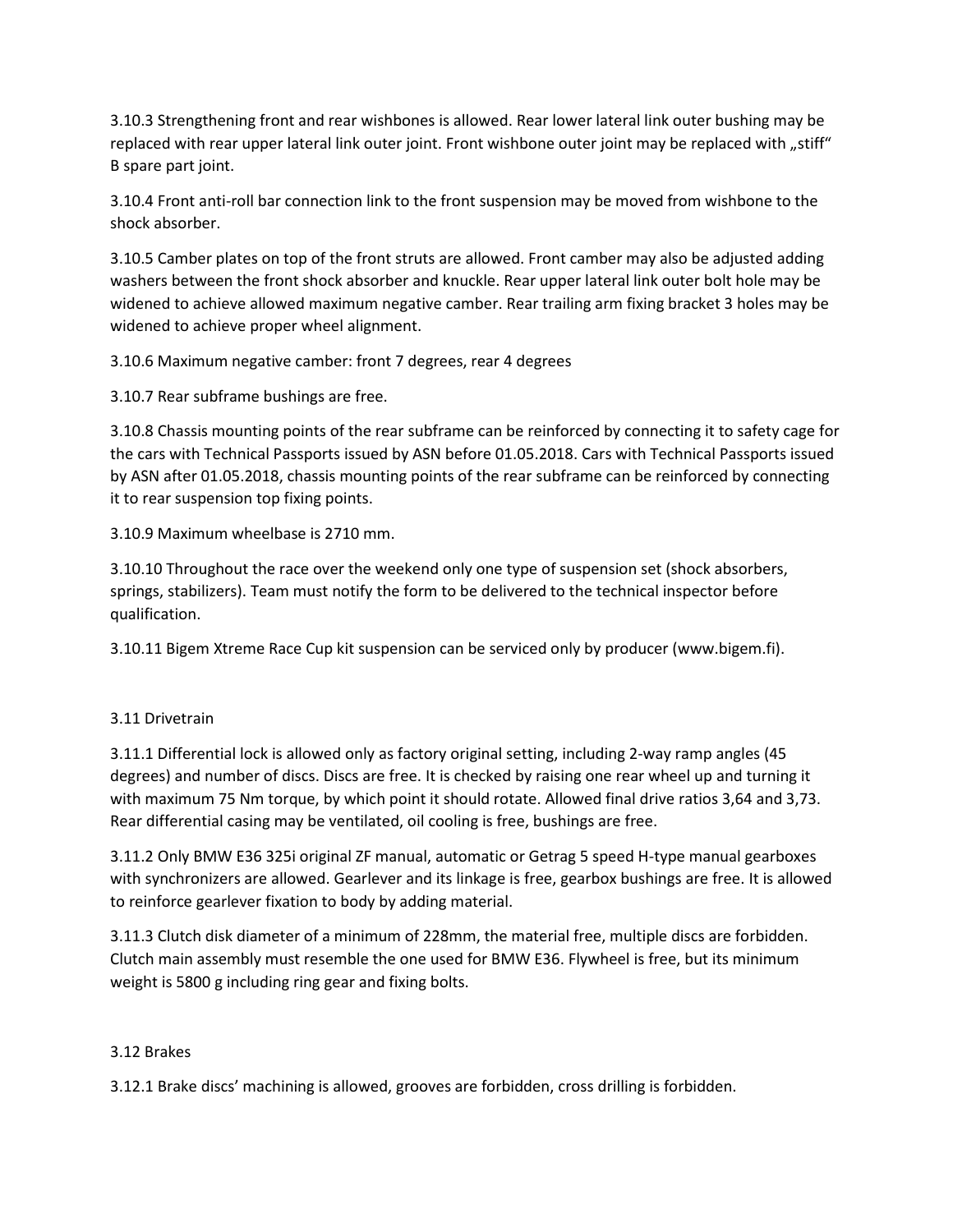3.10.3 Strengthening front and rear wishbones is allowed. Rear lower lateral link outer bushing may be replaced with rear upper lateral link outer joint. Front wishbone outer joint may be replaced with „stiff“ B spare part joint.

3.10.4 Front anti-roll bar connection link to the front suspension may be moved from wishbone to the shock absorber.

3.10.5 Camber plates on top of the front struts are allowed. Front camber may also be adjusted adding washers between the front shock absorber and knuckle. Rear upper lateral link outer bolt hole may be widened to achieve allowed maximum negative camber. Rear trailing arm fixing bracket 3 holes may be widened to achieve proper wheel alignment.

3.10.6 Maximum negative camber: front 7 degrees, rear 4 degrees

3.10.7 Rear subframe bushings are free.

3.10.8 Chassis mounting points of the rear subframe can be reinforced by connecting it to safety cage for the cars with Technical Passports issued by ASN before 01.05.2018. Cars with Technical Passports issued by ASN after 01.05.2018, chassis mounting points of the rear subframe can be reinforced by connecting it to rear suspension top fixing points.

3.10.9 Maximum wheelbase is 2710 mm.

3.10.10 Throughout the race over the weekend only one type of suspension set (shock absorbers, springs, stabilizers). Team must notify the form to be delivered to the technical inspector before qualification.

3.10.11 Bigem Xtreme Race Cup kit suspension can be serviced only by producer (www.bigem.fi).

## 3.11 Drivetrain

3.11.1 Differential lock is allowed only as factory original setting, including 2-way ramp angles (45 degrees) and number of discs. Discs are free. It is checked by raising one rear wheel up and turning it with maximum 75 Nm torque, by which point it should rotate. Allowed final drive ratios 3,64 and 3,73. Rear differential casing may be ventilated, oil cooling is free, bushings are free.

3.11.2 Only BMW E36 325i original ZF manual, automatic or Getrag 5 speed H-type manual gearboxes with synchronizers are allowed. Gearlever and its linkage is free, gearbox bushings are free. It is allowed to reinforce gearlever fixation to body by adding material.

3.11.3 Clutch disk diameter of a minimum of 228mm, the material free, multiple discs are forbidden. Clutch main assembly must resemble the one used for BMW E36. Flywheel is free, but its minimum weight is 5800 g including ring gear and fixing bolts.

## 3.12 Brakes

3.12.1 Brake discs’ machining is allowed, grooves are forbidden, cross drilling is forbidden.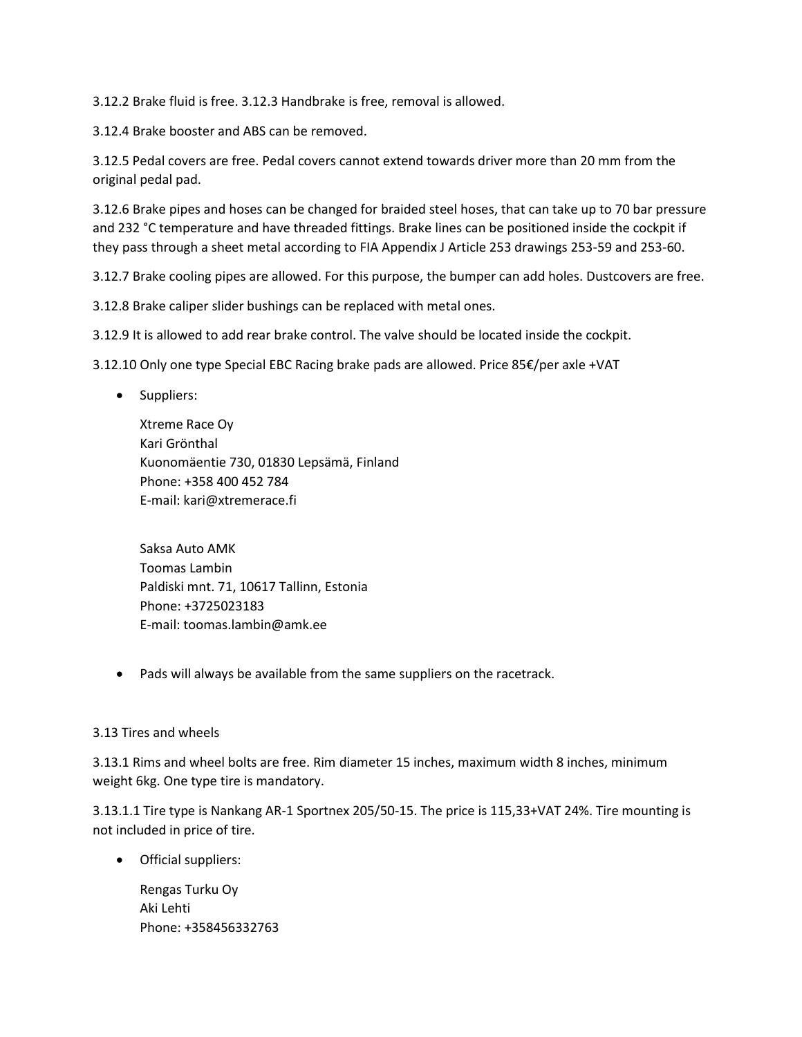3.12.2 Brake fluid is free. 3.12.3 Handbrake is free, removal is allowed.

3.12.4 Brake booster and ABS can be removed.

3.12.5 Pedal covers are free. Pedal covers cannot extend towards driver more than 20 mm from the original pedal pad.

3.12.6 Brake pipes and hoses can be changed for braided steel hoses, that can take up to 70 bar pressure and 232 °C temperature and have threaded fittings. Brake lines can be positioned inside the cockpit if they pass through a sheet metal according to FIA Appendix J Article 253 drawings 253-59 and 253-60.

3.12.7 Brake cooling pipes are allowed. For this purpose, the bumper can add holes. Dustcovers are free.

3.12.8 Brake caliper slider bushings can be replaced with metal ones.

3.12.9 It is allowed to add rear brake control. The valve should be located inside the cockpit.

3.12.10 Only one type Special EBC Racing brake pads are allowed. Price 85€/per axle +VAT

- Suppliers:

  Xtreme Race Oy
  Kari Grönthal
  Kuonomäentie 730, 01830 Lepsämä, Finland
  Phone: +358 400 452 784
  E-mail: kari@xtremerace.fi

  Saksa Auto AMK
  Toomas Lambin
  Paldiski mnt. 71, 10617 Tallinn, Estonia
  Phone: +3725023183
  E-mail: toomas.lambin@amk.ee

- Pads will always be available from the same suppliers on the racetrack.

3.13 Tires and wheels

3.13.1 Rims and wheel bolts are free. Rim diameter 15 inches, maximum width 8 inches, minimum weight 6kg. One type tire is mandatory.

3.13.1.1 Tire type is Nankang AR-1 Sportnex 205/50-15. The price is 115,33+VAT 24%. Tire mounting is not included in price of tire.

- Official suppliers:

  Rengas Turku Oy
  Aki Lehti
  Phone: +358456332763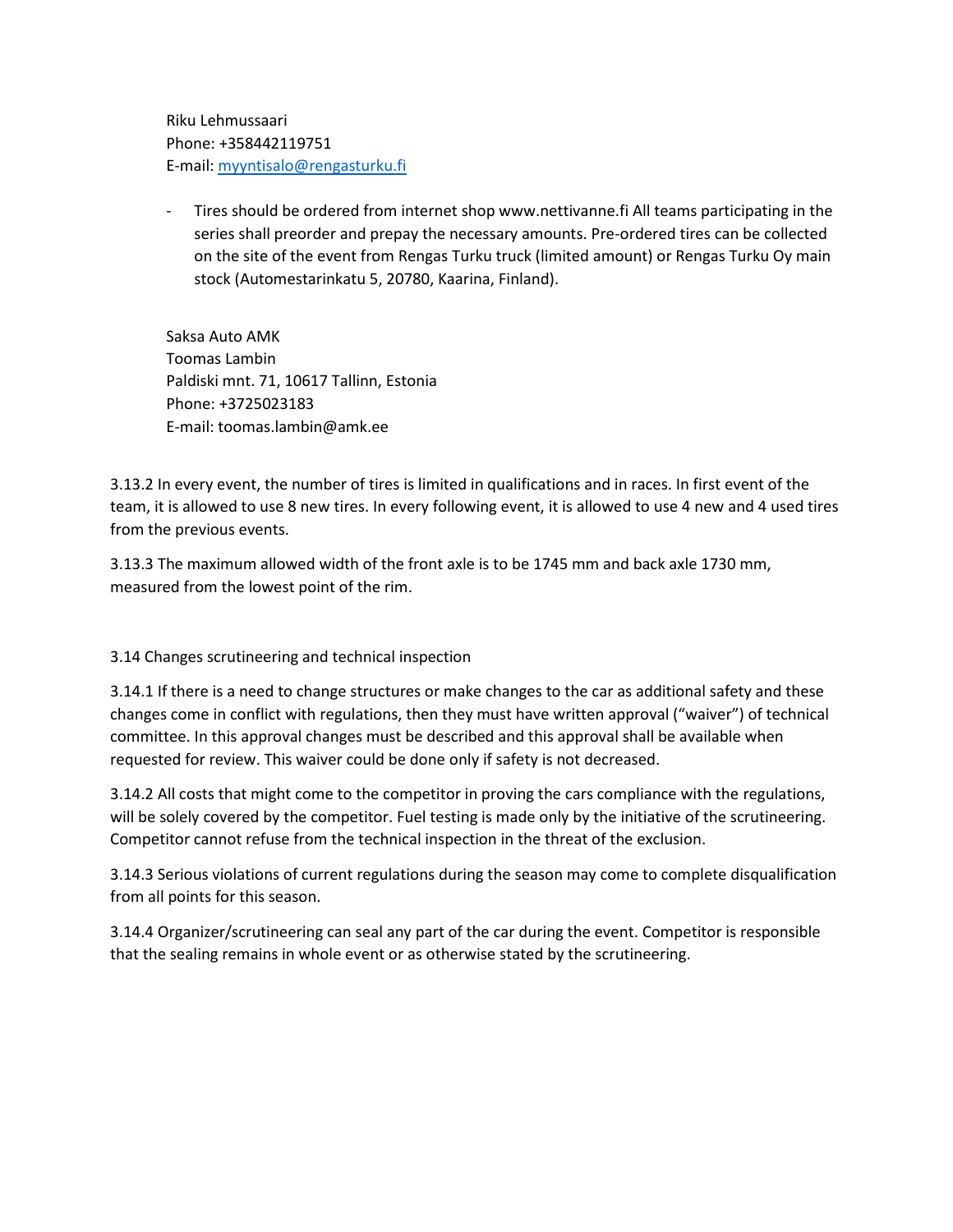Riku Lehmussaari
Phone: +358442119751
E-mail: myyntisalo@rengasturku.fi

- Tires should be ordered from internet shop www.nettivanne.fi All teams participating in the series shall preorder and prepay the necessary amounts. Pre-ordered tires can be collected on the site of the event from Rengas Turku truck (limited amount) or Rengas Turku Oy main stock (Automestarinkatu 5, 20780, Kaarina, Finland).

Saksa Auto AMK
Toomas Lambin
Paldiski mnt. 71, 10617 Tallinn, Estonia
Phone: +3725023183
E-mail: toomas.lambin@amk.ee

3.13.2 In every event, the number of tires is limited in qualifications and in races. In first event of the team, it is allowed to use 8 new tires. In every following event, it is allowed to use 4 new and 4 used tires from the previous events.

3.13.3 The maximum allowed width of the front axle is to be 1745 mm and back axle 1730 mm, measured from the lowest point of the rim.

3.14 Changes scrutineering and technical inspection

3.14.1 If there is a need to change structures or make changes to the car as additional safety and these changes come in conflict with regulations, then they must have written approval ("waiver") of technical committee. In this approval changes must be described and this approval shall be available when requested for review. This waiver could be done only if safety is not decreased.

3.14.2 All costs that might come to the competitor in proving the cars compliance with the regulations, will be solely covered by the competitor. Fuel testing is made only by the initiative of the scrutineering. Competitor cannot refuse from the technical inspection in the threat of the exclusion.

3.14.3 Serious violations of current regulations during the season may come to complete disqualification from all points for this season.

3.14.4 Organizer/scrutineering can seal any part of the car during the event. Competitor is responsible that the sealing remains in whole event or as otherwise stated by the scrutineering.